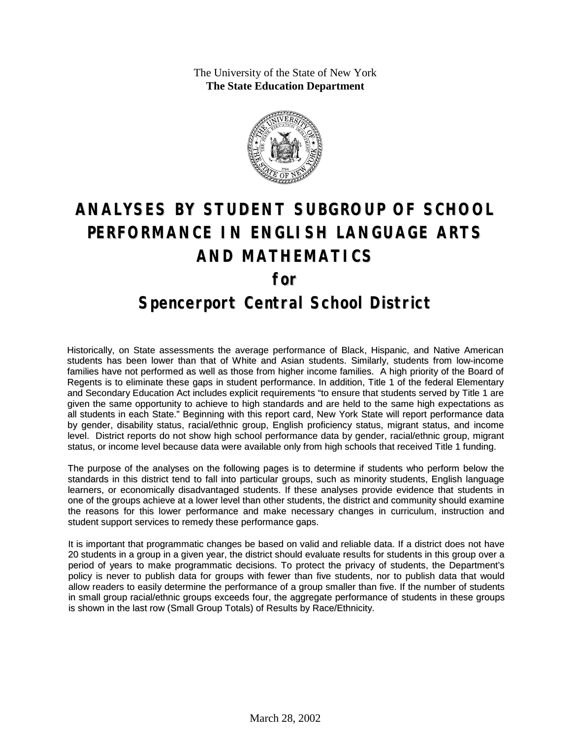The University of the State of New York
**The State Education Department**

# ANALYSES BY STUDENT SUBGROUP OF SCHOOL PERFORMANCE IN ENGLISH LANGUAGE ARTS AND MATHEMATICS

# for

# Spencerport Central School District

Historically, on State assessments the average performance of Black, Hispanic, and Native American students has been lower than that of White and Asian students. Similarly, students from low-income families have not performed as well as those from higher income families. A high priority of the Board of Regents is to eliminate these gaps in student performance. In addition, Title 1 of the federal Elementary and Secondary Education Act includes explicit requirements "to ensure that students served by Title 1 are given the same opportunity to achieve to high standards and are held to the same high expectations as all students in each State." Beginning with this report card, New York State will report performance data by gender, disability status, racial/ethnic group, English proficiency status, migrant status, and income level. District reports do not show high school performance data by gender, racial/ethnic group, migrant status, or income level because data were available only from high schools that received Title 1 funding.

The purpose of the analyses on the following pages is to determine if students who perform below the standards in this district tend to fall into particular groups, such as minority students, English language learners, or economically disadvantaged students. If these analyses provide evidence that students in one of the groups achieve at a lower level than other students, the district and community should examine the reasons for this lower performance and make necessary changes in curriculum, instruction and student support services to remedy these performance gaps.

It is important that programmatic changes be based on valid and reliable data. If a district does not have 20 students in a group in a given year, the district should evaluate results for students in this group over a period of years to make programmatic decisions. To protect the privacy of students, the Department's policy is never to publish data for groups with fewer than five students, nor to publish data that would allow readers to easily determine the performance of a group smaller than five. If the number of students in small group racial/ethnic groups exceeds four, the aggregate performance of students in these groups is shown in the last row (Small Group Totals) of Results by Race/Ethnicity.

March 28, 2002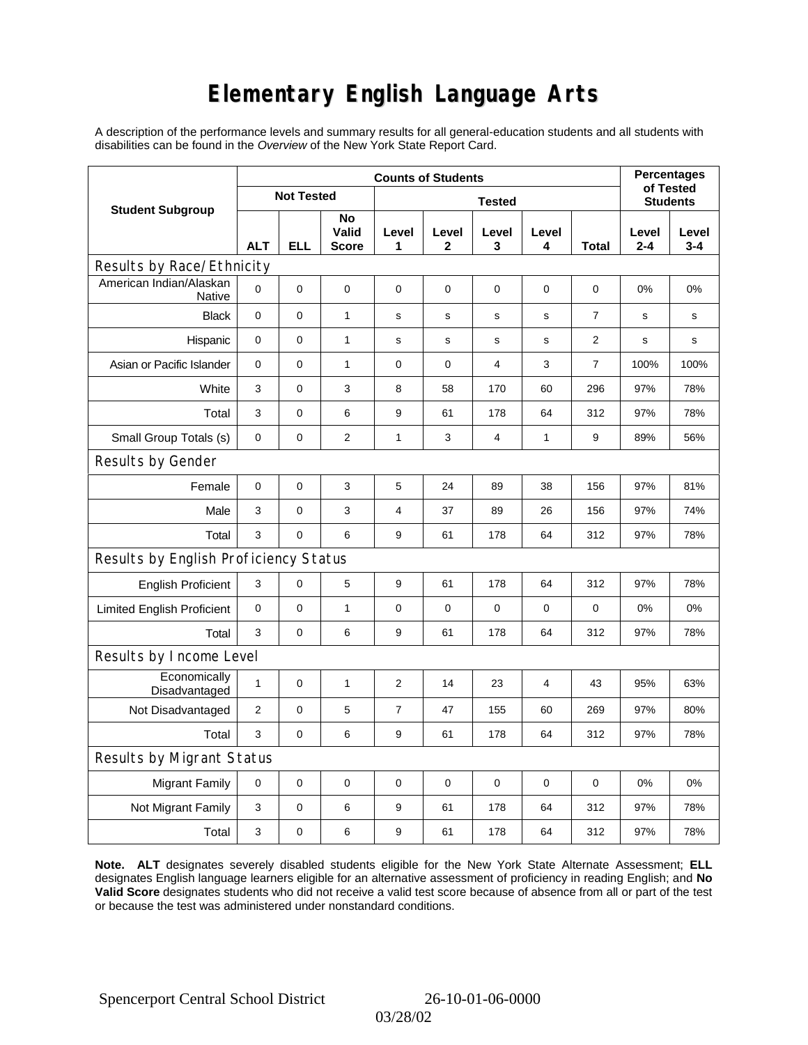# Elementary English Language Arts

A description of the performance levels and summary results for all general-education students and all students with disabilities can be found in the *Overview* of the New York State Report Card.

| Student Subgroup | Counts of Students | | | | | | | | Percentages of Tested Students | |
|---|---|---|---|---|---|---|---|---|---|---|
| | Not Tested | | | Tested | | | | | | |
| | ALT | ELL | No Valid Score | Level 1 | Level 2 | Level 3 | Level 4 | Total | Level 2-4 | Level 3-4 |
| **Results by Race/Ethnicity** | | | | | | | | | | |
| American Indian/Alaskan Native | 0 | 0 | 0 | 0 | 0 | 0 | 0 | 0 | 0% | 0% |
| Black | 0 | 0 | 1 | s | s | s | s | 7 | s | s |
| Hispanic | 0 | 0 | 1 | s | s | s | s | 2 | s | s |
| Asian or Pacific Islander | 0 | 0 | 1 | 0 | 0 | 4 | 3 | 7 | 100% | 100% |
| White | 3 | 0 | 3 | 8 | 58 | 170 | 60 | 296 | 97% | 78% |
| Total | 3 | 0 | 6 | 9 | 61 | 178 | 64 | 312 | 97% | 78% |
| Small Group Totals (s) | 0 | 0 | 2 | 1 | 3 | 4 | 1 | 9 | 89% | 56% |
| **Results by Gender** | | | | | | | | | | |
| Female | 0 | 0 | 3 | 5 | 24 | 89 | 38 | 156 | 97% | 81% |
| Male | 3 | 0 | 3 | 4 | 37 | 89 | 26 | 156 | 97% | 74% |
| Total | 3 | 0 | 6 | 9 | 61 | 178 | 64 | 312 | 97% | 78% |
| **Results by English Proficiency Status** | | | | | | | | | | |
| English Proficient | 3 | 0 | 5 | 9 | 61 | 178 | 64 | 312 | 97% | 78% |
| Limited English Proficient | 0 | 0 | 1 | 0 | 0 | 0 | 0 | 0 | 0% | 0% |
| Total | 3 | 0 | 6 | 9 | 61 | 178 | 64 | 312 | 97% | 78% |
| **Results by Income Level** | | | | | | | | | | |
| Economically Disadvantaged | 1 | 0 | 1 | 2 | 14 | 23 | 4 | 43 | 95% | 63% |
| Not Disadvantaged | 2 | 0 | 5 | 7 | 47 | 155 | 60 | 269 | 97% | 80% |
| Total | 3 | 0 | 6 | 9 | 61 | 178 | 64 | 312 | 97% | 78% |
| **Results by Migrant Status** | | | | | | | | | | |
| Migrant Family | 0 | 0 | 0 | 0 | 0 | 0 | 0 | 0 | 0% | 0% |
| Not Migrant Family | 3 | 0 | 6 | 9 | 61 | 178 | 64 | 312 | 97% | 78% |
| Total | 3 | 0 | 6 | 9 | 61 | 178 | 64 | 312 | 97% | 78% |

**Note. ALT** designates severely disabled students eligible for the New York State Alternate Assessment; **ELL** designates English language learners eligible for an alternative assessment of proficiency in reading English; and **No Valid Score** designates students who did not receive a valid test score because of absence from all or part of the test or because the test was administered under nonstandard conditions.

Spencerport Central School District 26-10-01-06-0000

03/28/02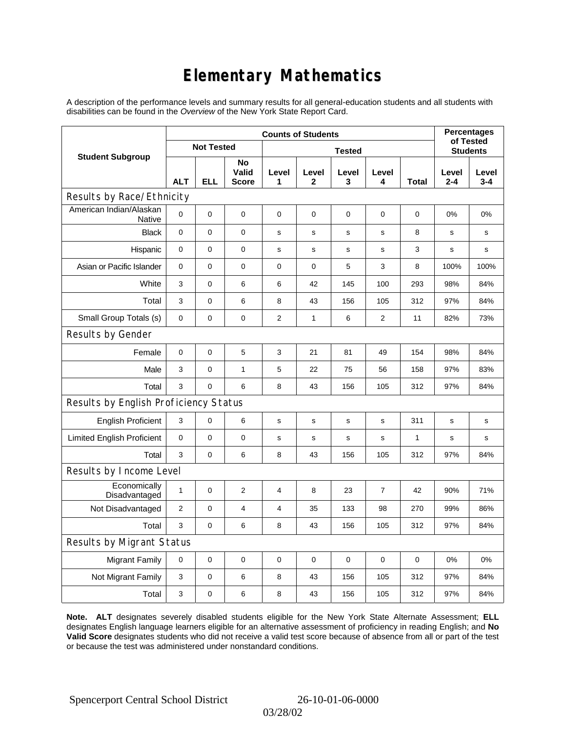# Elementary Mathematics

A description of the performance levels and summary results for all general-education students and all students with disabilities can be found in the *Overview* of the New York State Report Card.

| Student Subgroup | Counts of Students | | | | | | | | Percentages of Tested Students | |
|---|---|---|---|---|---|---|---|---|---|---|
| | Not Tested | | | Tested | | | | | | |
| | ALT | ELL | No Valid Score | Level 1 | Level 2 | Level 3 | Level 4 | Total | Level 2-4 | Level 3-4 |
| **Results by Race/Ethnicity** | | | | | | | | | | |
| American Indian/Alaskan Native | 0 | 0 | 0 | 0 | 0 | 0 | 0 | 0 | 0% | 0% |
| Black | 0 | 0 | 0 | s | s | s | s | 8 | s | s |
| Hispanic | 0 | 0 | 0 | s | s | s | s | 3 | s | s |
| Asian or Pacific Islander | 0 | 0 | 0 | 0 | 0 | 5 | 3 | 8 | 100% | 100% |
| White | 3 | 0 | 6 | 6 | 42 | 145 | 100 | 293 | 98% | 84% |
| Total | 3 | 0 | 6 | 8 | 43 | 156 | 105 | 312 | 97% | 84% |
| Small Group Totals (s) | 0 | 0 | 0 | 2 | 1 | 6 | 2 | 11 | 82% | 73% |
| **Results by Gender** | | | | | | | | | | |
| Female | 0 | 0 | 5 | 3 | 21 | 81 | 49 | 154 | 98% | 84% |
| Male | 3 | 0 | 1 | 5 | 22 | 75 | 56 | 158 | 97% | 83% |
| Total | 3 | 0 | 6 | 8 | 43 | 156 | 105 | 312 | 97% | 84% |
| **Results by English Proficiency Status** | | | | | | | | | | |
| English Proficient | 3 | 0 | 6 | s | s | s | s | 311 | s | s |
| Limited English Proficient | 0 | 0 | 0 | s | s | s | s | 1 | s | s |
| Total | 3 | 0 | 6 | 8 | 43 | 156 | 105 | 312 | 97% | 84% |
| **Results by Income Level** | | | | | | | | | | |
| Economically Disadvantaged | 1 | 0 | 2 | 4 | 8 | 23 | 7 | 42 | 90% | 71% |
| Not Disadvantaged | 2 | 0 | 4 | 4 | 35 | 133 | 98 | 270 | 99% | 86% |
| Total | 3 | 0 | 6 | 8 | 43 | 156 | 105 | 312 | 97% | 84% |
| **Results by Migrant Status** | | | | | | | | | | |
| Migrant Family | 0 | 0 | 0 | 0 | 0 | 0 | 0 | 0 | 0% | 0% |
| Not Migrant Family | 3 | 0 | 6 | 8 | 43 | 156 | 105 | 312 | 97% | 84% |
| Total | 3 | 0 | 6 | 8 | 43 | 156 | 105 | 312 | 97% | 84% |

**Note. ALT** designates severely disabled students eligible for the New York State Alternate Assessment; **ELL** designates English language learners eligible for an alternative assessment of proficiency in reading English; and **No Valid Score** designates students who did not receive a valid test score because of absence from all or part of the test or because the test was administered under nonstandard conditions.

Spencerport Central School District 26-10-01-06-0000 03/28/02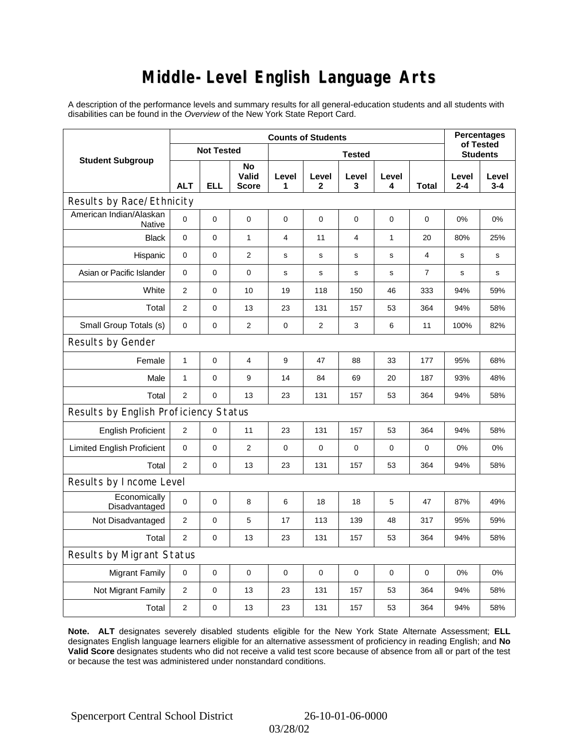# Middle-Level English Language Arts

A description of the performance levels and summary results for all general-education students and all students with disabilities can be found in the *Overview* of the New York State Report Card.

| Student Subgroup | Counts of Students | | | | | | | | Percentages of Tested Students | |
|---|---|---|---|---|---|---|---|---|---|---|
| | Not Tested | | | Tested | | | | | | |
| | ALT | ELL | No Valid Score | Level 1 | Level 2 | Level 3 | Level 4 | Total | Level 2-4 | Level 3-4 |
| **Results by Race/Ethnicity** | | | | | | | | | | |
| American Indian/Alaskan Native | 0 | 0 | 0 | 0 | 0 | 0 | 0 | 0 | 0% | 0% |
| Black | 0 | 0 | 1 | 4 | 11 | 4 | 1 | 20 | 80% | 25% |
| Hispanic | 0 | 0 | 2 | s | s | s | s | 4 | s | s |
| Asian or Pacific Islander | 0 | 0 | 0 | s | s | s | s | 7 | s | s |
| White | 2 | 0 | 10 | 19 | 118 | 150 | 46 | 333 | 94% | 59% |
| Total | 2 | 0 | 13 | 23 | 131 | 157 | 53 | 364 | 94% | 58% |
| Small Group Totals (s) | 0 | 0 | 2 | 0 | 2 | 3 | 6 | 11 | 100% | 82% |
| **Results by Gender** | | | | | | | | | | |
| Female | 1 | 0 | 4 | 9 | 47 | 88 | 33 | 177 | 95% | 68% |
| Male | 1 | 0 | 9 | 14 | 84 | 69 | 20 | 187 | 93% | 48% |
| Total | 2 | 0 | 13 | 23 | 131 | 157 | 53 | 364 | 94% | 58% |
| **Results by English Proficiency Status** | | | | | | | | | | |
| English Proficient | 2 | 0 | 11 | 23 | 131 | 157 | 53 | 364 | 94% | 58% |
| Limited English Proficient | 0 | 0 | 2 | 0 | 0 | 0 | 0 | 0 | 0% | 0% |
| Total | 2 | 0 | 13 | 23 | 131 | 157 | 53 | 364 | 94% | 58% |
| **Results by Income Level** | | | | | | | | | | |
| Economically Disadvantaged | 0 | 0 | 8 | 6 | 18 | 18 | 5 | 47 | 87% | 49% |
| Not Disadvantaged | 2 | 0 | 5 | 17 | 113 | 139 | 48 | 317 | 95% | 59% |
| Total | 2 | 0 | 13 | 23 | 131 | 157 | 53 | 364 | 94% | 58% |
| **Results by Migrant Status** | | | | | | | | | | |
| Migrant Family | 0 | 0 | 0 | 0 | 0 | 0 | 0 | 0 | 0% | 0% |
| Not Migrant Family | 2 | 0 | 13 | 23 | 131 | 157 | 53 | 364 | 94% | 58% |
| Total | 2 | 0 | 13 | 23 | 131 | 157 | 53 | 364 | 94% | 58% |

**Note. ALT** designates severely disabled students eligible for the New York State Alternate Assessment; **ELL** designates English language learners eligible for an alternative assessment of proficiency in reading English; and **No Valid Score** designates students who did not receive a valid test score because of absence from all or part of the test or because the test was administered under nonstandard conditions.

Spencerport Central School District 26-10-01-06-0000
03/28/02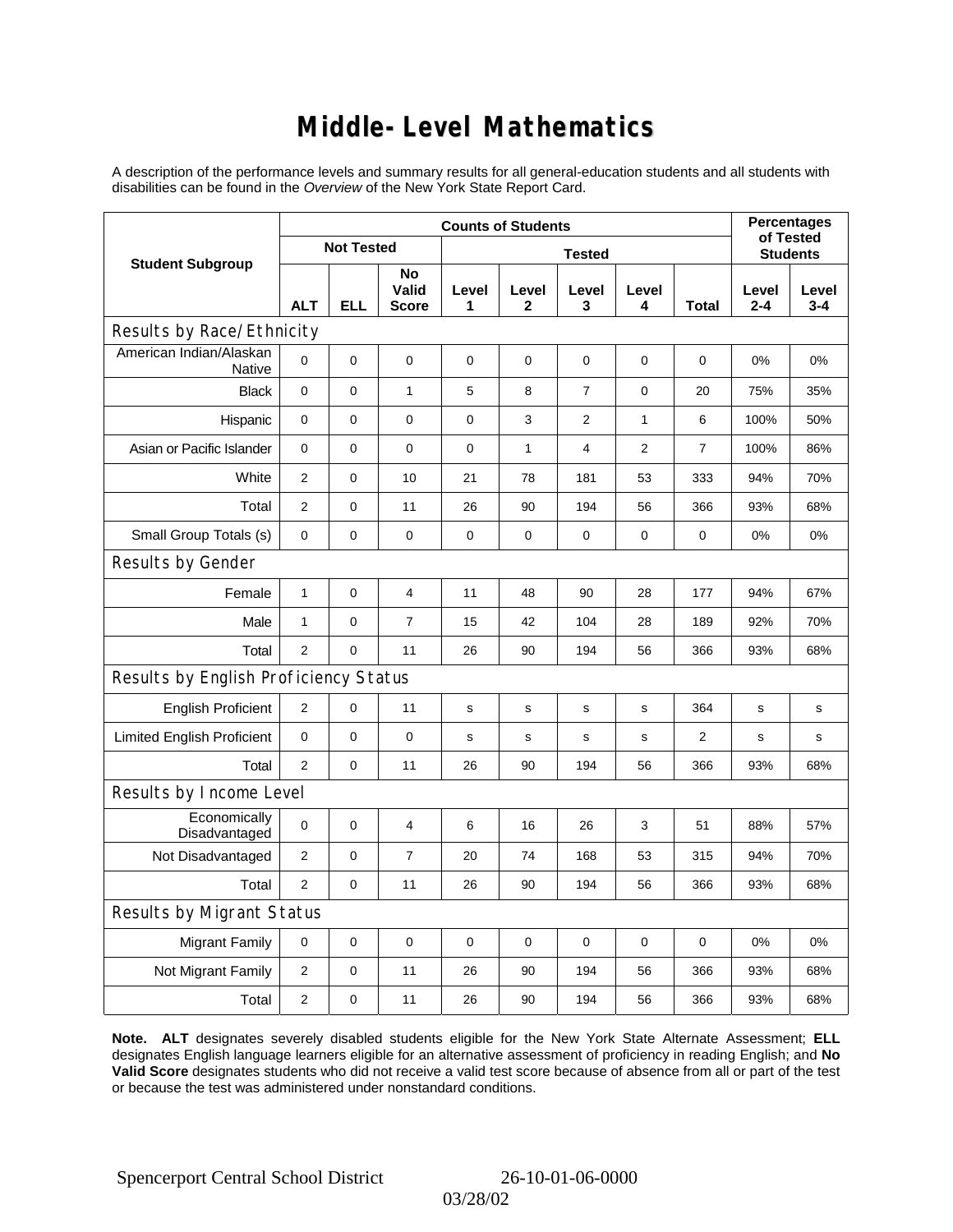# Middle-Level Mathematics

A description of the performance levels and summary results for all general-education students and all students with disabilities can be found in the *Overview* of the New York State Report Card.

| Student Subgroup | Counts of Students | | | | | | | | Percentages of Tested Students | |
|---|---|---|---|---|---|---|---|---|---|---|
| | Not Tested | | | Tested | | | | | | |
| | ALT | ELL | No Valid Score | Level 1 | Level 2 | Level 3 | Level 4 | Total | Level 2-4 | Level 3-4 |
| **Results by Race/Ethnicity** | | | | | | | | | | |
| American Indian/Alaskan Native | 0 | 0 | 0 | 0 | 0 | 0 | 0 | 0 | 0% | 0% |
| Black | 0 | 0 | 1 | 5 | 8 | 7 | 0 | 20 | 75% | 35% |
| Hispanic | 0 | 0 | 0 | 0 | 3 | 2 | 1 | 6 | 100% | 50% |
| Asian or Pacific Islander | 0 | 0 | 0 | 0 | 1 | 4 | 2 | 7 | 100% | 86% |
| White | 2 | 0 | 10 | 21 | 78 | 181 | 53 | 333 | 94% | 70% |
| Total | 2 | 0 | 11 | 26 | 90 | 194 | 56 | 366 | 93% | 68% |
| Small Group Totals (s) | 0 | 0 | 0 | 0 | 0 | 0 | 0 | 0 | 0% | 0% |
| **Results by Gender** | | | | | | | | | | |
| Female | 1 | 0 | 4 | 11 | 48 | 90 | 28 | 177 | 94% | 67% |
| Male | 1 | 0 | 7 | 15 | 42 | 104 | 28 | 189 | 92% | 70% |
| Total | 2 | 0 | 11 | 26 | 90 | 194 | 56 | 366 | 93% | 68% |
| **Results by English Proficiency Status** | | | | | | | | | | |
| English Proficient | 2 | 0 | 11 | s | s | s | s | 364 | s | s |
| Limited English Proficient | 0 | 0 | 0 | s | s | s | s | 2 | s | s |
| Total | 2 | 0 | 11 | 26 | 90 | 194 | 56 | 366 | 93% | 68% |
| **Results by Income Level** | | | | | | | | | | |
| Economically Disadvantaged | 0 | 0 | 4 | 6 | 16 | 26 | 3 | 51 | 88% | 57% |
| Not Disadvantaged | 2 | 0 | 7 | 20 | 74 | 168 | 53 | 315 | 94% | 70% |
| Total | 2 | 0 | 11 | 26 | 90 | 194 | 56 | 366 | 93% | 68% |
| **Results by Migrant Status** | | | | | | | | | | |
| Migrant Family | 0 | 0 | 0 | 0 | 0 | 0 | 0 | 0 | 0% | 0% |
| Not Migrant Family | 2 | 0 | 11 | 26 | 90 | 194 | 56 | 366 | 93% | 68% |
| Total | 2 | 0 | 11 | 26 | 90 | 194 | 56 | 366 | 93% | 68% |

**Note. ALT** designates severely disabled students eligible for the New York State Alternate Assessment; **ELL** designates English language learners eligible for an alternative assessment of proficiency in reading English; and **No Valid Score** designates students who did not receive a valid test score because of absence from all or part of the test or because the test was administered under nonstandard conditions.

Spencerport Central School District 26-10-01-06-0000 03/28/02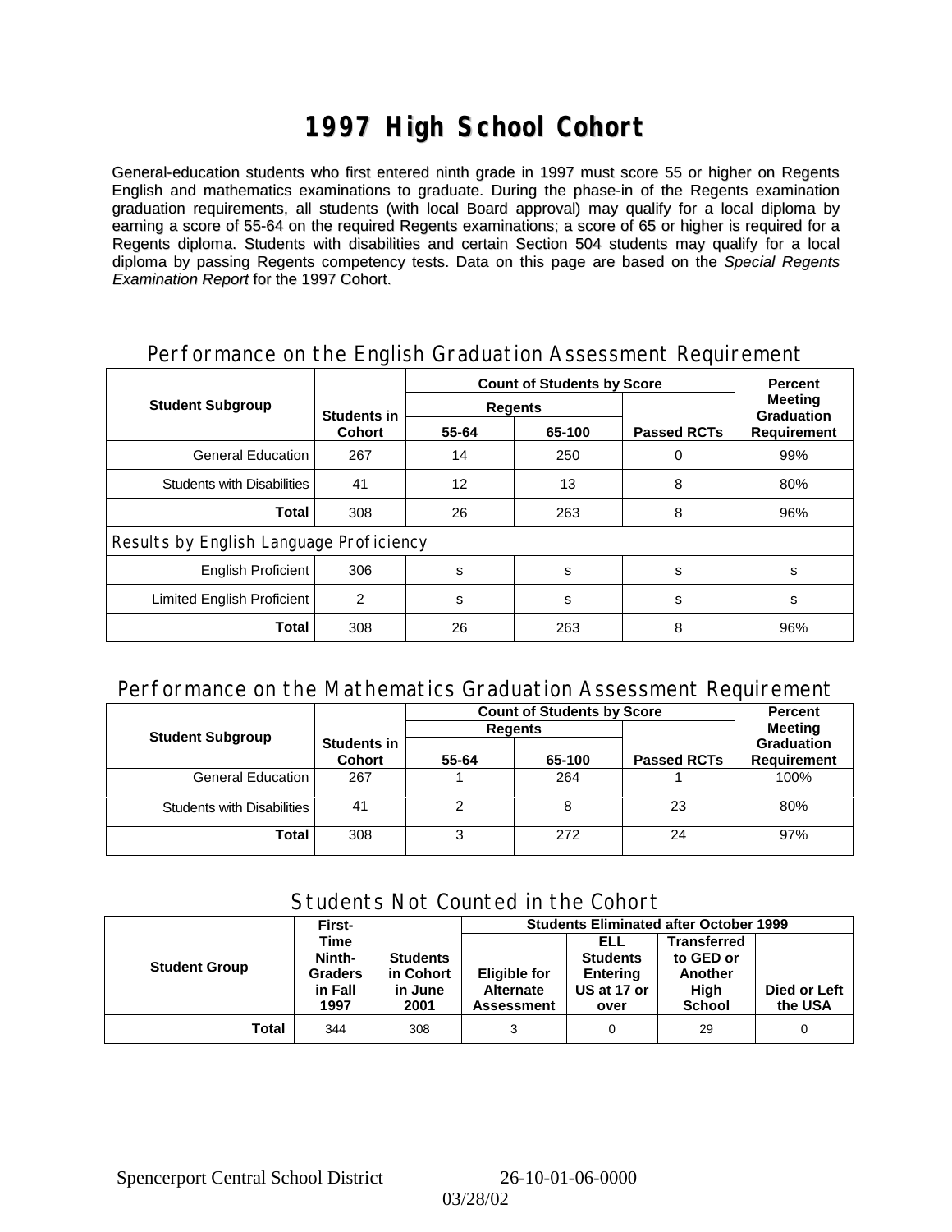# 1997 High School Cohort

General-education students who first entered ninth grade in 1997 must score 55 or higher on Regents English and mathematics examinations to graduate. During the phase-in of the Regents examination graduation requirements, all students (with local Board approval) may qualify for a local diploma by earning a score of 55-64 on the required Regents examinations; a score of 65 or higher is required for a Regents diploma. Students with disabilities and certain Section 504 students may qualify for a local diploma by passing Regents competency tests. Data on this page are based on the *Special Regents Examination Report* for the 1997 Cohort.

## Performance on the English Graduation Assessment Requirement

| Student Subgroup | Students in Cohort | Count of Students by Score | | | Percent Meeting Graduation Requirement |
|---|---|---|---|---|---|
| | | Regents | | | |
| | | 55-64 | 65-100 | Passed RCTs | |
| General Education | 267 | 14 | 250 | 0 | 99% |
| Students with Disabilities | 41 | 12 | 13 | 8 | 80% |
| **Total** | 308 | 26 | 263 | 8 | 96% |
| Results by English Language Proficiency | | | | | |
| English Proficient | 306 | s | s | s | s |
| Limited English Proficient | 2 | s | s | s | s |
| **Total** | 308 | 26 | 263 | 8 | 96% |

## Performance on the Mathematics Graduation Assessment Requirement

| Student Subgroup | Students in Cohort | Count of Students by Score | | | Percent Meeting Graduation Requirement |
|---|---|---|---|---|---|
| | | Regents | | | |
| | | 55-64 | 65-100 | Passed RCTs | |
| General Education | 267 | 1 | 264 | 1 | 100% |
| Students with Disabilities | 41 | 2 | 8 | 23 | 80% |
| **Total** | 308 | 3 | 272 | 24 | 97% |

## Students Not Counted in the Cohort

| Student Group | First-Time Ninth-Graders in Fall 1997 | Students in Cohort in June 2001 | Students Eliminated after October 1999 | | | |
|---|---|---|---|---|---|---|
| | | | Eligible for Alternate Assessment | ELL Students Entering US at 17 or over | Transferred to GED or Another High School | Died or Left the USA |
| **Total** | 344 | 308 | 3 | 0 | 29 | 0 |

Spencerport Central School District 26-10-01-06-0000

03/28/02